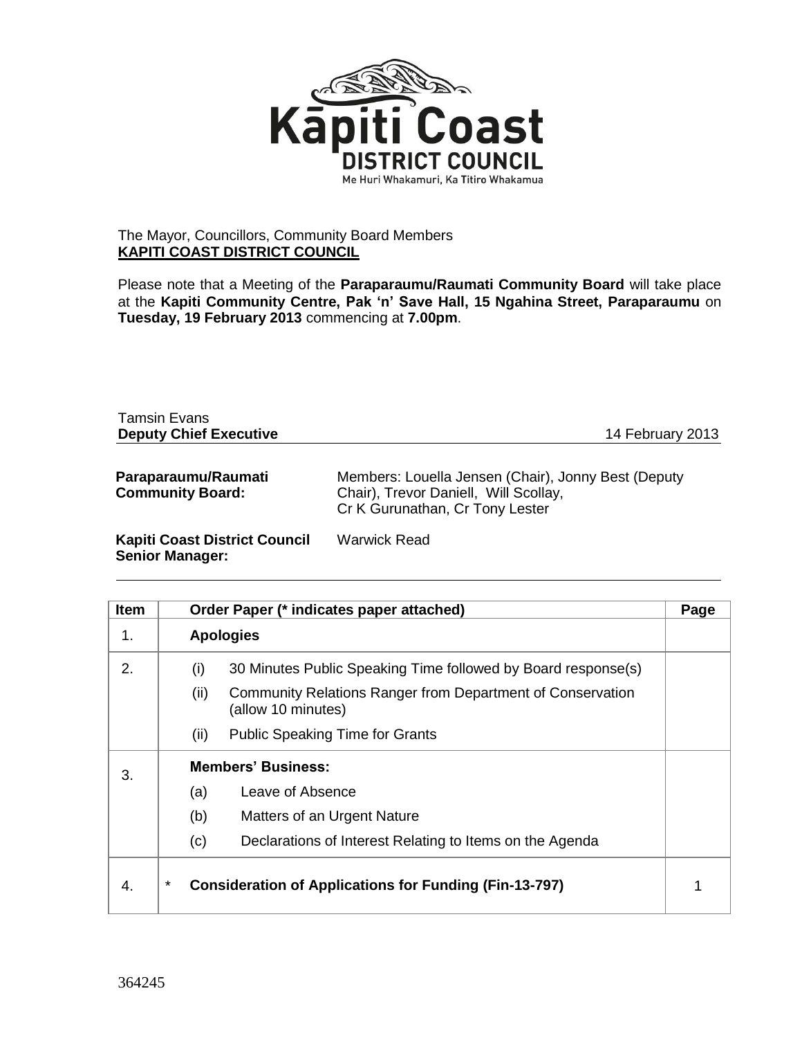Kāpiti Coast DISTRICT COUNCIL

Me Huri Whakamuri, Ka Titiro Whakamua

The Mayor, Councillors, Community Board Members
**KAPITI COAST DISTRICT COUNCIL**

Please note that a Meeting of the **Paraparaumu/Raumati Community Board** will take place at the **Kapiti Community Centre, Pak 'n' Save Hall, 15 Ngahina Street, Paraparaumu** on **Tuesday, 19 February 2013** commencing at **7.00pm**.

Tamsin Evans
**Deputy Chief Executive** 14 February 2013

**Paraparaumu/Raumati Community Board:** Members: Louella Jensen (Chair), Jonny Best (Deputy Chair), Trevor Daniell, Will Scollay, Cr K Gurunathan, Cr Tony Lester

**Kapiti Coast District Council Senior Manager:** Warwick Read

| Item | Order Paper (* indicates paper attached) | Page |
|---|---|---|
| 1. | **Apologies** | |
| 2. | (i) 30 Minutes Public Speaking Time followed by Board response(s)<br>(ii) Community Relations Ranger from Department of Conservation (allow 10 minutes)<br>(ii) Public Speaking Time for Grants | |
| 3. | **Members' Business:**<br>(a) Leave of Absence<br>(b) Matters of an Urgent Nature<br>(c) Declarations of Interest Relating to Items on the Agenda | |
| 4. | * **Consideration of Applications for Funding (Fin-13-797)** | 1 |

364245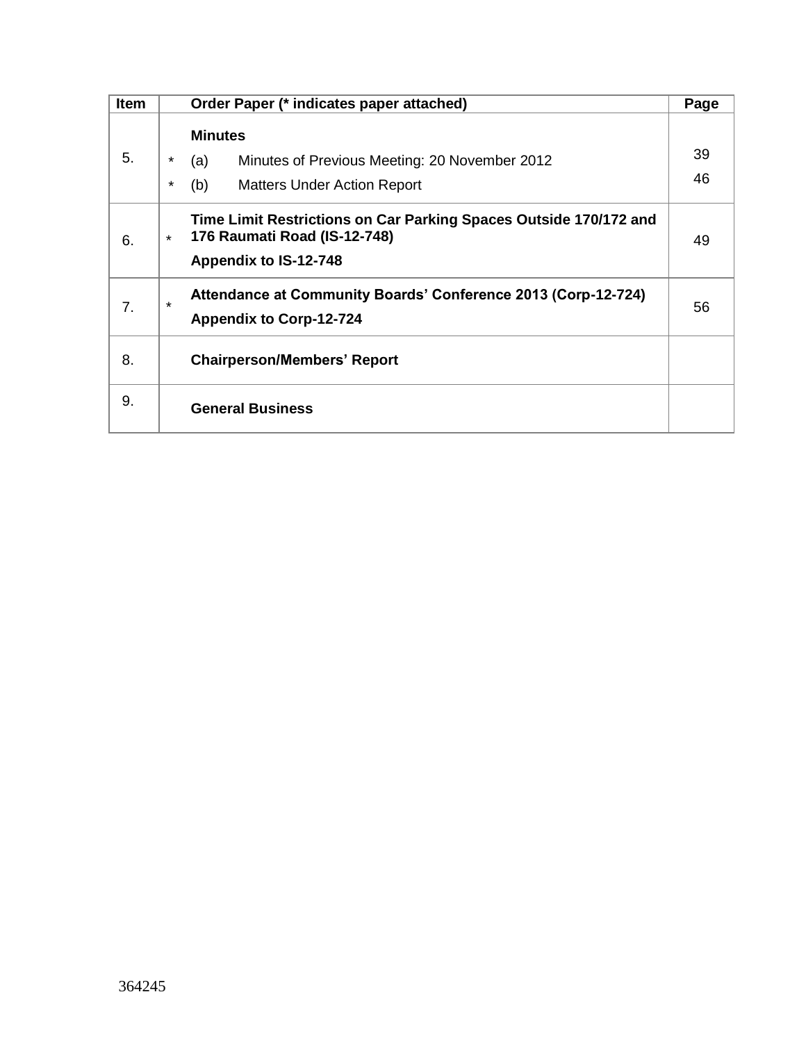| Item | | Order Paper (* indicates paper attached) | Page |
|---|---|---|---|
| 5. | | **Minutes** | |
| | * | (a) Minutes of Previous Meeting: 20 November 2012 | 39 |
| | * | (b) Matters Under Action Report | 46 |
| 6. | * | **Time Limit Restrictions on Car Parking Spaces Outside 170/172 and 176 Raumati Road (IS-12-748)**<br>**Appendix to IS-12-748** | 49 |
| 7. | * | **Attendance at Community Boards' Conference 2013 (Corp-12-724)**<br>**Appendix to Corp-12-724** | 56 |
| 8. | | **Chairperson/Members' Report** | |
| 9. | | **General Business** | |

364245